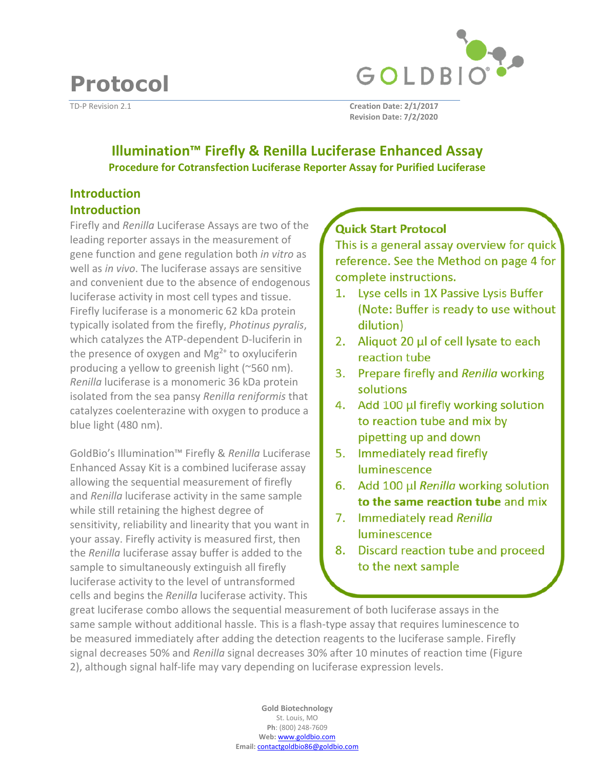# Protocol

TD-P Revision 2.1

**Creation Date: 2/1/2017**
**Revision Date: 7/2/2020**

## Illumination™ Firefly & Renilla Luciferase Enhanced Assay

### Procedure for Cotransfection Luciferase Reporter Assay for Purified Luciferase

## Introduction

## Introduction

Firefly and *Renilla* Luciferase Assays are two of the leading reporter assays in the measurement of gene function and gene regulation both *in vitro* as well as *in vivo*. The luciferase assays are sensitive and convenient due to the absence of endogenous luciferase activity in most cell types and tissue. Firefly luciferase is a monomeric 62 kDa protein typically isolated from the firefly, *Photinus pyralis*, which catalyzes the ATP-dependent D-luciferin in the presence of oxygen and $Mg^{2+}$ to oxyluciferin producing a yellow to greenish light (~560 nm). *Renilla* luciferase is a monomeric 36 kDa protein isolated from the sea pansy *Renilla reniformis* that catalyzes coelenterazine with oxygen to produce a blue light (480 nm).

GoldBio's Illumination™ Firefly & *Renilla* Luciferase Enhanced Assay Kit is a combined luciferase assay allowing the sequential measurement of firefly and *Renilla* luciferase activity in the same sample while still retaining the highest degree of sensitivity, reliability and linearity that you want in your assay. Firefly activity is measured first, then the *Renilla* luciferase assay buffer is added to the sample to simultaneously extinguish all firefly luciferase activity to the level of untransformed cells and begins the *Renilla* luciferase activity. This great luciferase combo allows the sequential measurement of both luciferase assays in the same sample without additional hassle. This is a flash-type assay that requires luminescence to be measured immediately after adding the detection reagents to the luciferase sample. Firefly signal decreases 50% and *Renilla* signal decreases 30% after 10 minutes of reaction time (Figure 2), although signal half-life may vary depending on luciferase expression levels.

### Quick Start Protocol

This is a general assay overview for quick reference. See the Method on page 4 for complete instructions.

1. Lyse cells in 1X Passive Lysis Buffer (Note: Buffer is ready to use without dilution)
2. Aliquot 20 µl of cell lysate to each reaction tube
3. Prepare firefly and *Renilla* working solutions
4. Add 100 µl firefly working solution to reaction tube and mix by pipetting up and down
5. Immediately read firefly luminescence
6. Add 100 µl *Renilla* working solution **to the same reaction tube** and mix
7. Immediately read *Renilla* luminescence
8. Discard reaction tube and proceed to the next sample

**Gold Biotechnology**
St. Louis, MO
**Ph**: (800) 248-7609
**Web:** www.goldbio.com
**Email:** contactgoldbio86@goldbio.com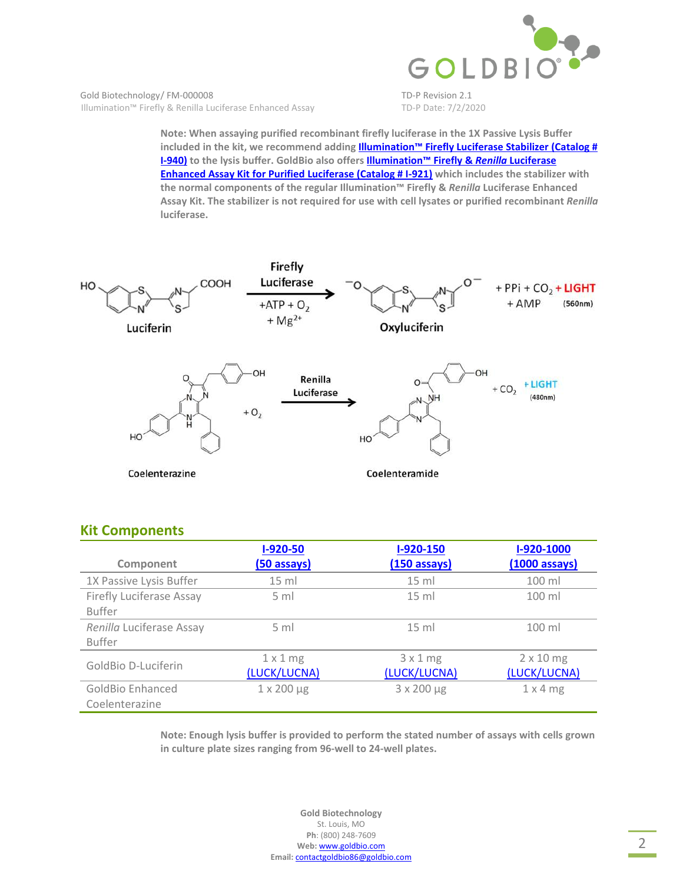**Note: When assaying purified recombinant firefly luciferase in the 1X Passive Lysis Buffer included in the kit, we recommend adding Illumination™ Firefly Luciferase Stabilizer (Catalog # I-940) to the lysis buffer. GoldBio also offers Illumination™ Firefly & *Renilla* Luciferase Enhanced Assay Kit for Purified Luciferase (Catalog # I-921) which includes the stabilizer with the normal components of the regular Illumination™ Firefly & *Renilla* Luciferase Enhanced Assay Kit. The stabilizer is not required for use with cell lysates or purified recombinant *Renilla* luciferase.**

Luciferin → (Firefly Luciferase, +ATP + $O_2$ + $Mg^{2+}$) → Oxyluciferin + PPi + $CO_2$ + LIGHT (560nm) + AMP

Coelenterazine + $O_2$ → (Renilla Luciferase) → Coelenteramide + $CO_2$ + LIGHT (480nm)

## Kit Components

| Component | I-920-50 (50 assays) | I-920-150 (150 assays) | I-920-1000 (1000 assays) |
|---|---|---|---|
| 1X Passive Lysis Buffer | 15 ml | 15 ml | 100 ml |
| Firefly Luciferase Assay Buffer | 5 ml | 15 ml | 100 ml |
| *Renilla* Luciferase Assay Buffer | 5 ml | 15 ml | 100 ml |
| GoldBio D-Luciferin | 1 x 1 mg (LUCK/LUCNA) | 3 x 1 mg (LUCK/LUCNA) | 2 x 10 mg (LUCK/LUCNA) |
| GoldBio Enhanced Coelenterazine | 1 x 200 µg | 3 x 200 µg | 1 x 4 mg |

**Note: Enough lysis buffer is provided to perform the stated number of assays with cells grown in culture plate sizes ranging from 96-well to 24-well plates.**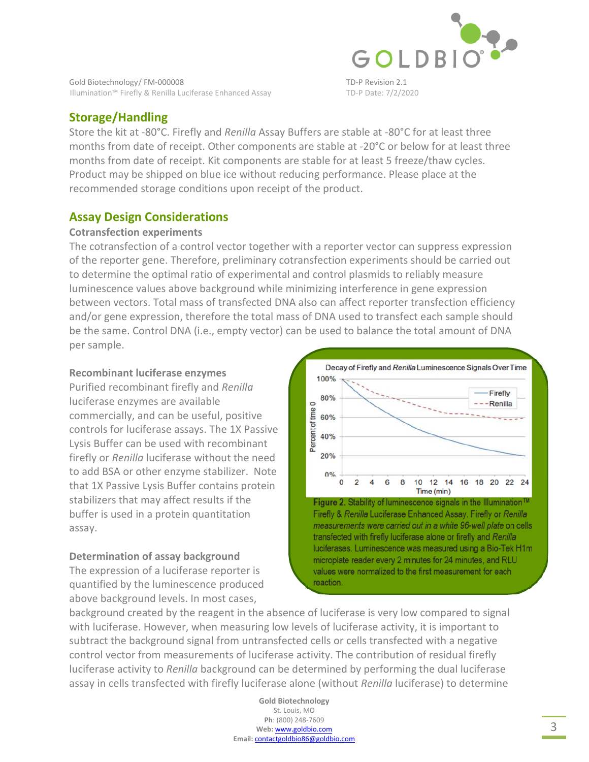## Storage/Handling

Store the kit at -80°C. Firefly and *Renilla* Assay Buffers are stable at -80°C for at least three months from date of receipt. Other components are stable at -20°C or below for at least three months from date of receipt. Kit components are stable for at least 5 freeze/thaw cycles. Product may be shipped on blue ice without reducing performance. Please place at the recommended storage conditions upon receipt of the product.

## Assay Design Considerations

### Cotransfection experiments

The cotransfection of a control vector together with a reporter vector can suppress expression of the reporter gene. Therefore, preliminary cotransfection experiments should be carried out to determine the optimal ratio of experimental and control plasmids to reliably measure luminescence values above background while minimizing interference in gene expression between vectors. Total mass of transfected DNA also can affect reporter transfection efficiency and/or gene expression, therefore the total mass of DNA used to transfect each sample should be the same. Control DNA (i.e., empty vector) can be used to balance the total amount of DNA per sample.

### Recombinant luciferase enzymes

Purified recombinant firefly and *Renilla* luciferase enzymes are available commercially, and can be useful, positive controls for luciferase assays. The 1X Passive Lysis Buffer can be used with recombinant firefly or *Renilla* luciferase without the need to add BSA or other enzyme stabilizer. Note that 1X Passive Lysis Buffer contains protein stabilizers that may affect results if the buffer is used in a protein quantitation assay.

**Figure 2.** Stability of luminescence signals in the Illumination™ Firefly & *Renilla* Luciferase Enhanced Assay. Firefly or *Renilla* measurements were carried out in a white 96-well plate on cells transfected with firefly luciferase alone or firefly and *Renilla* luciferases. Luminescence was measured using a Bio-Tek H1m microplate reader every 2 minutes for 24 minutes, and RLU values were normalized to the first measurement for each reaction.

### Determination of assay background

The expression of a luciferase reporter is quantified by the luminescence produced above background levels. In most cases, background created by the reagent in the absence of luciferase is very low compared to signal with luciferase. However, when measuring low levels of luciferase activity, it is important to subtract the background signal from untransfected cells or cells transfected with a negative control vector from measurements of luciferase activity. The contribution of residual firefly luciferase activity to *Renilla* background can be determined by performing the dual luciferase assay in cells transfected with firefly luciferase alone (without *Renilla* luciferase) to determine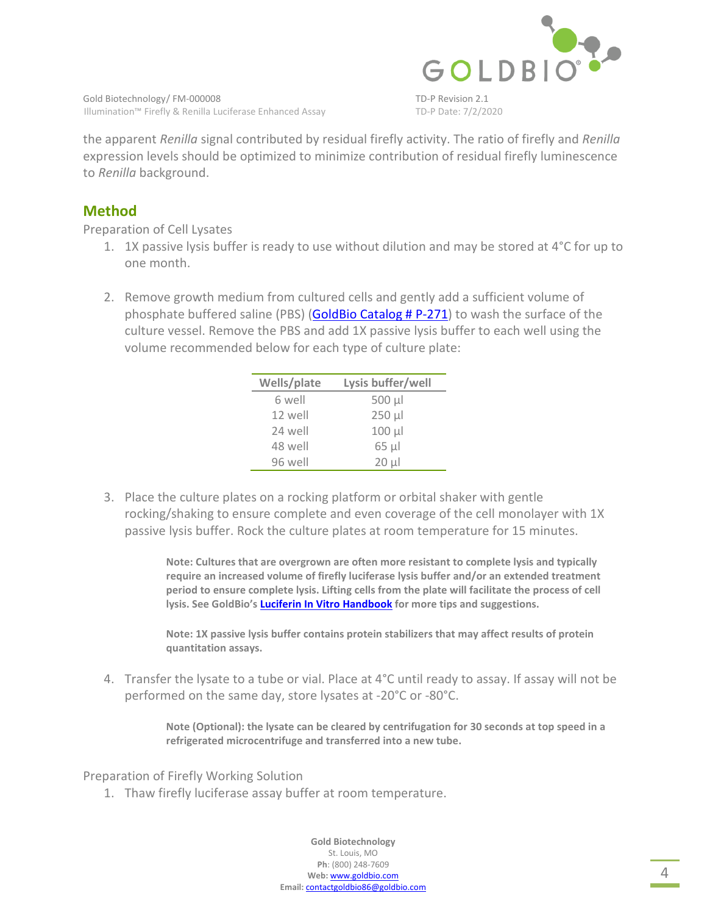the apparent *Renilla* signal contributed by residual firefly activity. The ratio of firefly and *Renilla* expression levels should be optimized to minimize contribution of residual firefly luminescence to *Renilla* background.

## Method

Preparation of Cell Lysates

1. 1X passive lysis buffer is ready to use without dilution and may be stored at 4°C for up to one month.

2. Remove growth medium from cultured cells and gently add a sufficient volume of phosphate buffered saline (PBS) (GoldBio Catalog # P-271) to wash the surface of the culture vessel. Remove the PBS and add 1X passive lysis buffer to each well using the volume recommended below for each type of culture plate:

| Wells/plate | Lysis buffer/well |
|---|---|
| 6 well | 500 µl |
| 12 well | 250 µl |
| 24 well | 100 µl |
| 48 well | 65 µl |
| 96 well | 20 µl |

3. Place the culture plates on a rocking platform or orbital shaker with gentle rocking/shaking to ensure complete and even coverage of the cell monolayer with 1X passive lysis buffer. Rock the culture plates at room temperature for 15 minutes.

   **Note: Cultures that are overgrown are often more resistant to complete lysis and typically require an increased volume of firefly luciferase lysis buffer and/or an extended treatment period to ensure complete lysis. Lifting cells from the plate will facilitate the process of cell lysis. See GoldBio's Luciferin In Vitro Handbook for more tips and suggestions.**

   **Note: 1X passive lysis buffer contains protein stabilizers that may affect results of protein quantitation assays.**

4. Transfer the lysate to a tube or vial. Place at 4°C until ready to assay. If assay will not be performed on the same day, store lysates at -20°C or -80°C.

   **Note (Optional): the lysate can be cleared by centrifugation for 30 seconds at top speed in a refrigerated microcentrifuge and transferred into a new tube.**

Preparation of Firefly Working Solution

1. Thaw firefly luciferase assay buffer at room temperature.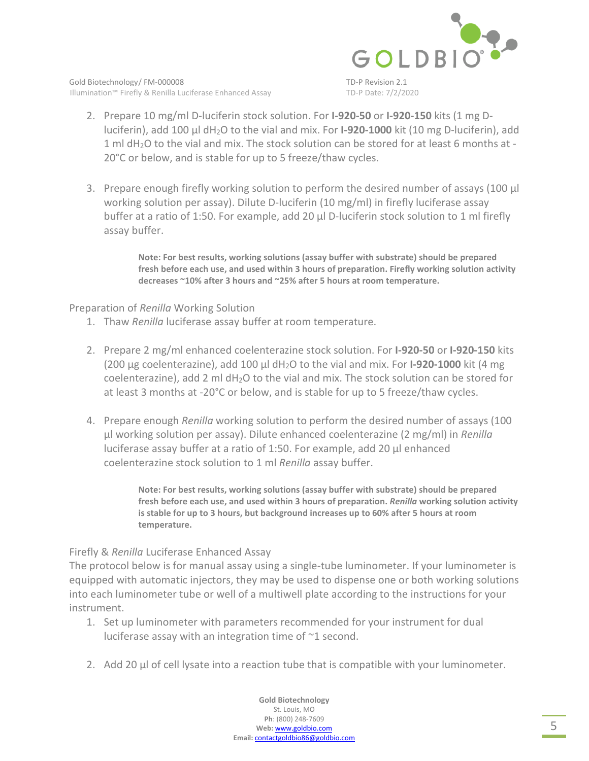2. Prepare 10 mg/ml D-luciferin stock solution. For **I-920-50** or **I-920-150** kits (1 mg D-luciferin), add 100 µl $dH_2O$ to the vial and mix. For **I-920-1000** kit (10 mg D-luciferin), add 1 ml $dH_2O$ to the vial and mix. The stock solution can be stored for at least 6 months at -20°C or below, and is stable for up to 5 freeze/thaw cycles.

3. Prepare enough firefly working solution to perform the desired number of assays (100 µl working solution per assay). Dilute D-luciferin (10 mg/ml) in firefly luciferase assay buffer at a ratio of 1:50. For example, add 20 µl D-luciferin stock solution to 1 ml firefly assay buffer.

> **Note: For best results, working solutions (assay buffer with substrate) should be prepared fresh before each use, and used within 3 hours of preparation. Firefly working solution activity decreases ~10% after 3 hours and ~25% after 5 hours at room temperature.**

Preparation of *Renilla* Working Solution

1. Thaw *Renilla* luciferase assay buffer at room temperature.

2. Prepare 2 mg/ml enhanced coelenterazine stock solution. For **I-920-50** or **I-920-150** kits (200 µg coelenterazine), add 100 µl $dH_2O$ to the vial and mix. For **I-920-1000** kit (4 mg coelenterazine), add 2 ml $dH_2O$ to the vial and mix. The stock solution can be stored for at least 3 months at -20°C or below, and is stable for up to 5 freeze/thaw cycles.

4. Prepare enough *Renilla* working solution to perform the desired number of assays (100 µl working solution per assay). Dilute enhanced coelenterazine (2 mg/ml) in *Renilla* luciferase assay buffer at a ratio of 1:50. For example, add 20 µl enhanced coelenterazine stock solution to 1 ml *Renilla* assay buffer.

> **Note: For best results, working solutions (assay buffer with substrate) should be prepared fresh before each use, and used within 3 hours of preparation. *Renilla* working solution activity is stable for up to 3 hours, but background increases up to 60% after 5 hours at room temperature.**

Firefly & *Renilla* Luciferase Enhanced Assay

The protocol below is for manual assay using a single-tube luminometer. If your luminometer is equipped with automatic injectors, they may be used to dispense one or both working solutions into each luminometer tube or well of a multiwell plate according to the instructions for your instrument.

1. Set up luminometer with parameters recommended for your instrument for dual luciferase assay with an integration time of ~1 second.

2. Add 20 µl of cell lysate into a reaction tube that is compatible with your luminometer.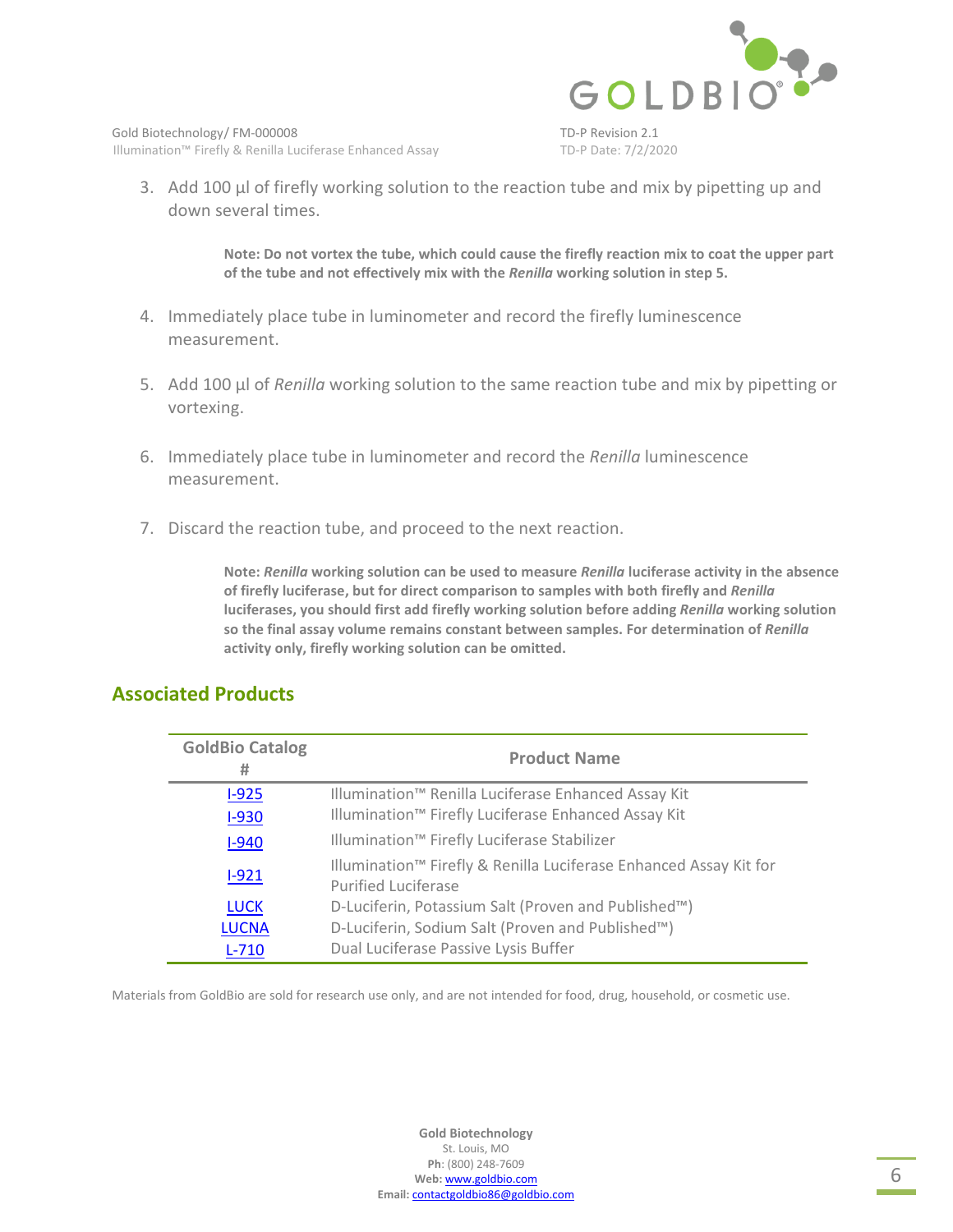3. Add 100 µl of firefly working solution to the reaction tube and mix by pipetting up and down several times.

   **Note: Do not vortex the tube, which could cause the firefly reaction mix to coat the upper part of the tube and not effectively mix with the *Renilla* working solution in step 5.**

4. Immediately place tube in luminometer and record the firefly luminescence measurement.

5. Add 100 µl of *Renilla* working solution to the same reaction tube and mix by pipetting or vortexing.

6. Immediately place tube in luminometer and record the *Renilla* luminescence measurement.

7. Discard the reaction tube, and proceed to the next reaction.

   **Note: *Renilla* working solution can be used to measure *Renilla* luciferase activity in the absence of firefly luciferase, but for direct comparison to samples with both firefly and *Renilla* luciferases, you should first add firefly working solution before adding *Renilla* working solution so the final assay volume remains constant between samples. For determination of *Renilla* activity only, firefly working solution can be omitted.**

## Associated Products

| GoldBio Catalog # | Product Name |
|---|---|
| I-925 | Illumination™ Renilla Luciferase Enhanced Assay Kit |
| I-930 | Illumination™ Firefly Luciferase Enhanced Assay Kit |
| I-940 | Illumination™ Firefly Luciferase Stabilizer |
| I-921 | Illumination™ Firefly & Renilla Luciferase Enhanced Assay Kit for Purified Luciferase |
| LUCK | D-Luciferin, Potassium Salt (Proven and Published™) |
| LUCNA | D-Luciferin, Sodium Salt (Proven and Published™) |
| L-710 | Dual Luciferase Passive Lysis Buffer |

Materials from GoldBio are sold for research use only, and are not intended for food, drug, household, or cosmetic use.

**Gold Biotechnology**
St. Louis, MO
**Ph**: (800) 248-7609
**Web:** www.goldbio.com
**Email:** contactgoldbio86@goldbio.com